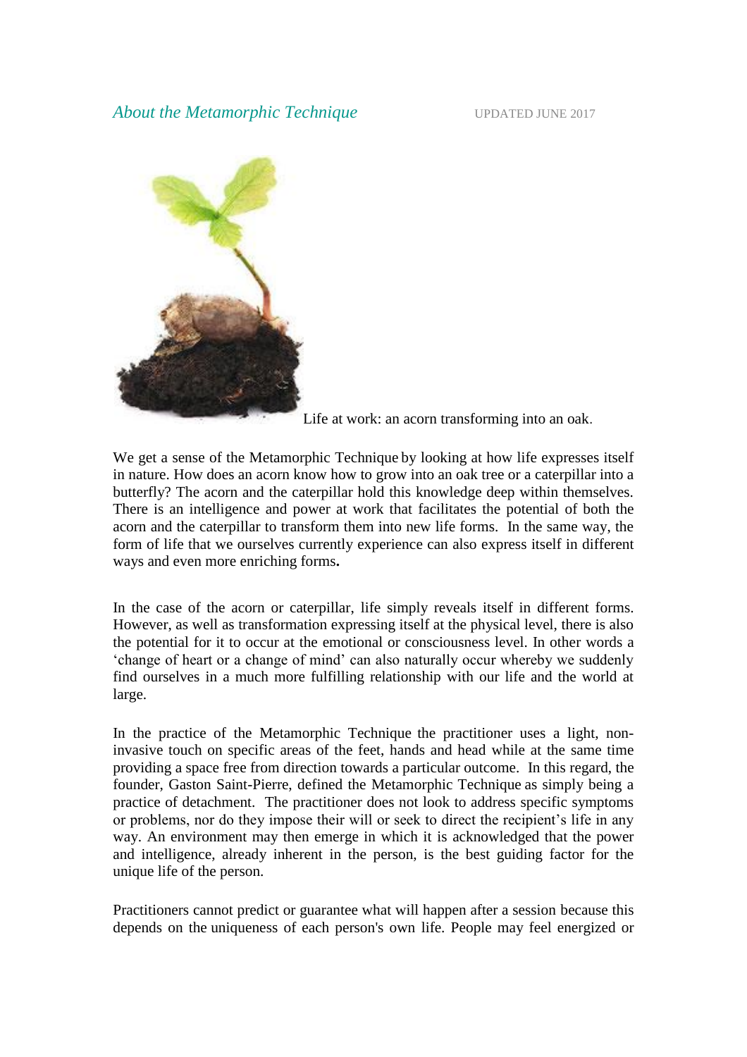*About the Metamorphic Technique* UPDATED JUNE 2017

Life at work: an acorn transforming into an oak.

We get a sense of the Metamorphic Technique by looking at how life expresses itself in nature. How does an acorn know how to grow into an oak tree or a caterpillar into a butterfly? The acorn and the caterpillar hold this knowledge deep within themselves. There is an intelligence and power at work that facilitates the potential of both the acorn and the caterpillar to transform them into new life forms. In the same way, the form of life that we ourselves currently experience can also express itself in different ways and even more enriching forms**.**

In the case of the acorn or caterpillar, life simply reveals itself in different forms. However, as well as transformation expressing itself at the physical level, there is also the potential for it to occur at the emotional or consciousness level. In other words a 'change of heart or a change of mind' can also naturally occur whereby we suddenly find ourselves in a much more fulfilling relationship with our life and the world at large.

In the practice of the Metamorphic Technique the practitioner uses a light, non-invasive touch on specific areas of the feet, hands and head while at the same time providing a space free from direction towards a particular outcome. In this regard, the founder, Gaston Saint-Pierre, defined the Metamorphic Technique as simply being a practice of detachment. The practitioner does not look to address specific symptoms or problems, nor do they impose their will or seek to direct the recipient's life in any way. An environment may then emerge in which it is acknowledged that the power and intelligence, already inherent in the person, is the best guiding factor for the unique life of the person.

Practitioners cannot predict or guarantee what will happen after a session because this depends on the uniqueness of each person's own life. People may feel energized or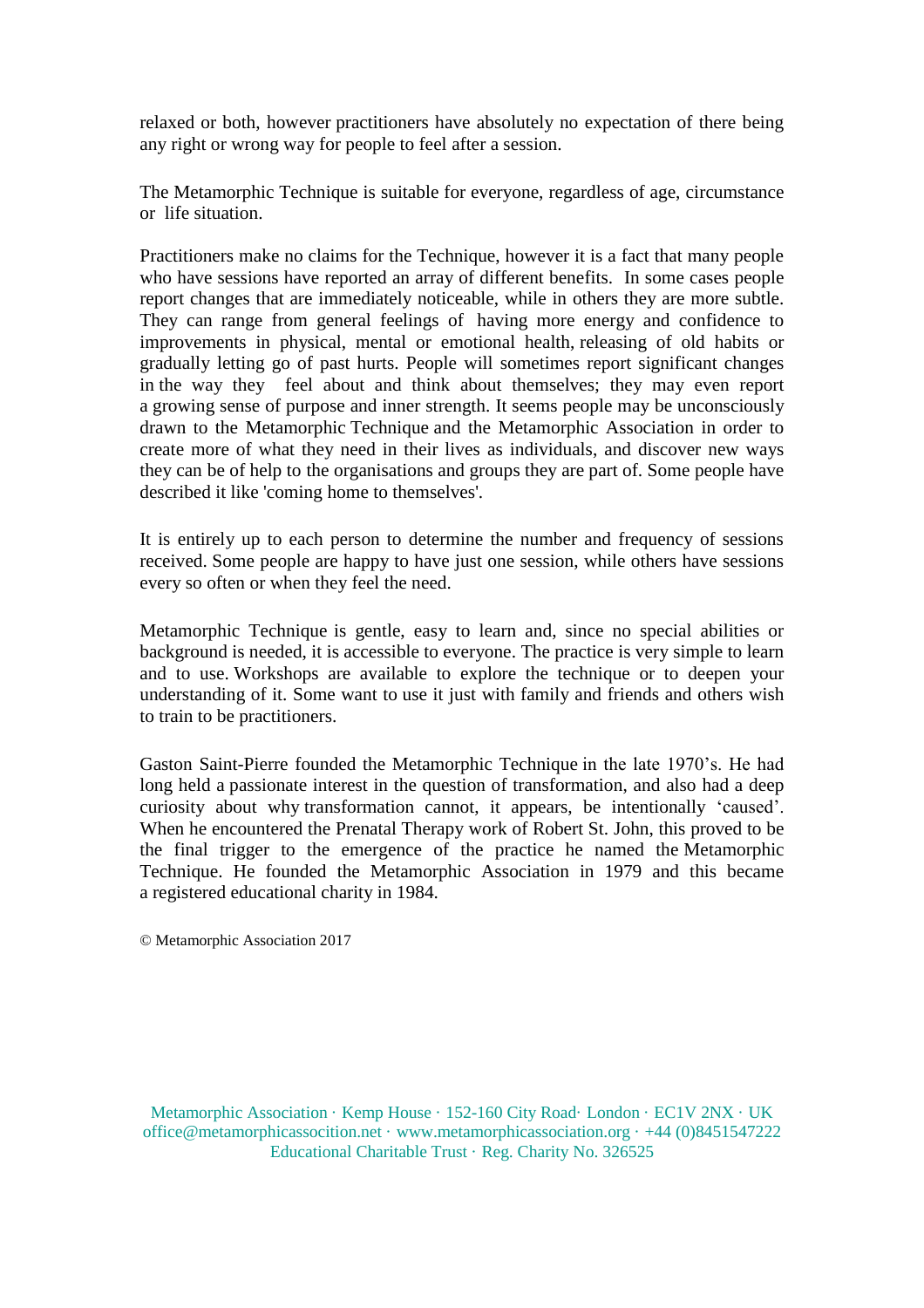relaxed or both, however practitioners have absolutely no expectation of there being any right or wrong way for people to feel after a session.

The Metamorphic Technique is suitable for everyone, regardless of age, circumstance or life situation.

Practitioners make no claims for the Technique, however it is a fact that many people who have sessions have reported an array of different benefits. In some cases people report changes that are immediately noticeable, while in others they are more subtle. They can range from general feelings of having more energy and confidence to improvements in physical, mental or emotional health, releasing of old habits or gradually letting go of past hurts. People will sometimes report significant changes in the way they feel about and think about themselves; they may even report a growing sense of purpose and inner strength. It seems people may be unconsciously drawn to the Metamorphic Technique and the Metamorphic Association in order to create more of what they need in their lives as individuals, and discover new ways they can be of help to the organisations and groups they are part of. Some people have described it like 'coming home to themselves'.

It is entirely up to each person to determine the number and frequency of sessions received. Some people are happy to have just one session, while others have sessions every so often or when they feel the need.

Metamorphic Technique is gentle, easy to learn and, since no special abilities or background is needed, it is accessible to everyone. The practice is very simple to learn and to use. Workshops are available to explore the technique or to deepen your understanding of it. Some want to use it just with family and friends and others wish to train to be practitioners.

Gaston Saint-Pierre founded the Metamorphic Technique in the late 1970's. He had long held a passionate interest in the question of transformation, and also had a deep curiosity about why transformation cannot, it appears, be intentionally 'caused'. When he encountered the Prenatal Therapy work of Robert St. John, this proved to be the final trigger to the emergence of the practice he named the Metamorphic Technique. He founded the Metamorphic Association in 1979 and this became a registered educational charity in 1984.

© Metamorphic Association 2017

Metamorphic Association · Kemp House · 152-160 City Road· London · EC1V 2NX · UK
office@metamorphicassocition.net · www.metamorphicassociation.org · +44 (0)8451547222
Educational Charitable Trust · Reg. Charity No. 326525